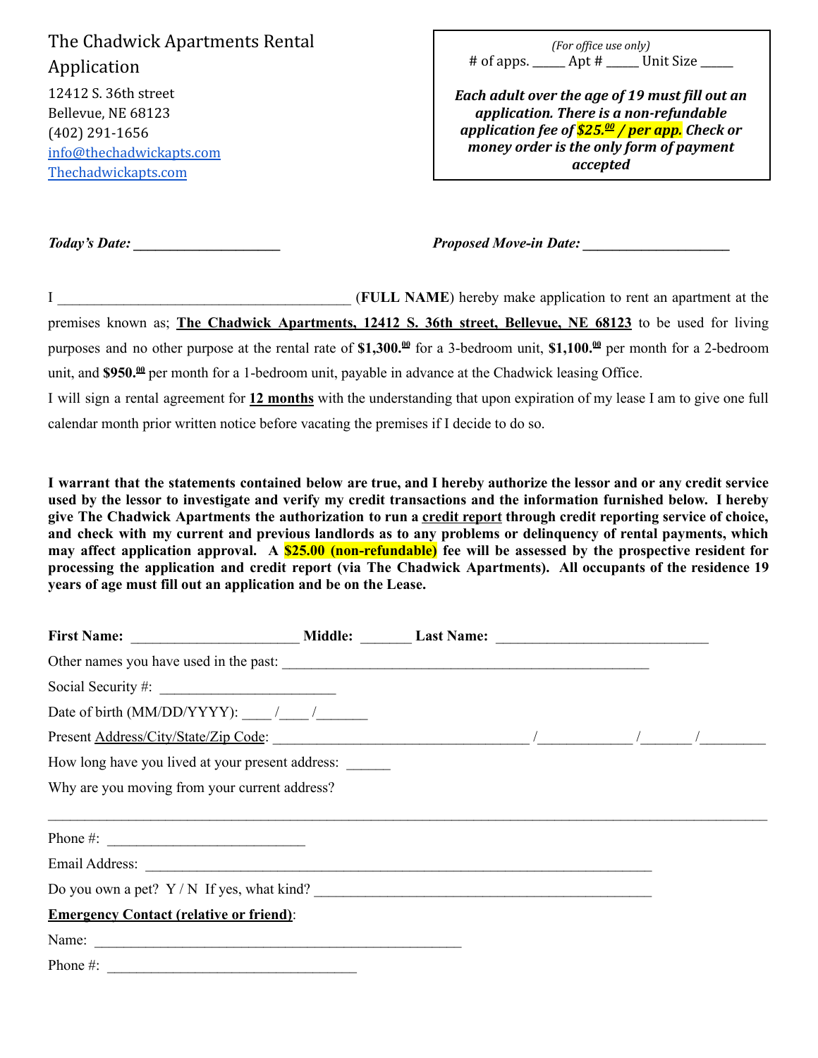# The Chadwick Apartments Rental Application

12412 S. 36th street
Bellevue, NE 68123
(402) 291-1656
info@thechadwickapts.com
Thechadwickapts.com

*(For office use only)*
\# of apps. _____ Apt # _____ Unit Size _____

***Each adult over the age of 19 must fill out an application. There is a non-refundable application fee of $25.00 / per app. Check or money order is the only form of payment accepted***

***Today's Date:*** ____________________ ***Proposed Move-in Date:*** ____________________

I ________________________________________ (**FULL NAME**) hereby make application to rent an apartment at the premises known as; **The Chadwick Apartments, 12412 S. 36th street, Bellevue, NE 68123** to be used for living purposes and no other purpose at the rental rate of **$1,300.00** for a 3-bedroom unit, **$1,100.00** per month for a 2-bedroom unit, and **$950.00** per month for a 1-bedroom unit, payable in advance at the Chadwick leasing Office.

I will sign a rental agreement for **12 months** with the understanding that upon expiration of my lease I am to give one full calendar month prior written notice before vacating the premises if I decide to do so.

**I warrant that the statements contained below are true, and I hereby authorize the lessor and or any credit service used by the lessor to investigate and verify my credit transactions and the information furnished below. I hereby give The Chadwick Apartments the authorization to run a credit report through credit reporting service of choice, and check with my current and previous landlords as to any problems or delinquency of rental payments, which may affect application approval. A $25.00 (non-refundable) fee will be assessed by the prospective resident for processing the application and credit report (via The Chadwick Apartments). All occupants of the residence 19 years of age must fill out an application and be on the Lease.**

**First Name:** ______________________ **Middle:** _______ **Last Name:** ____________________________

Other names you have used in the past: ________________________________________________

Social Security #: _______________________

Date of birth (MM/DD/YYYY): ____ /____ /_______

Present Address/City/State/Zip Code: __________________________________ /____________ /_______ /_________

How long have you lived at your present address: ______

Why are you moving from your current address?

_______________________________________________________________________________________________

Phone #: __________________________

Email Address: ____________________________________________________________________

Do you own a pet? Y / N If yes, what kind? _____________________________________________

**Emergency Contact (relative or friend)**:

Name: _________________________________________________

Phone #: _________________________________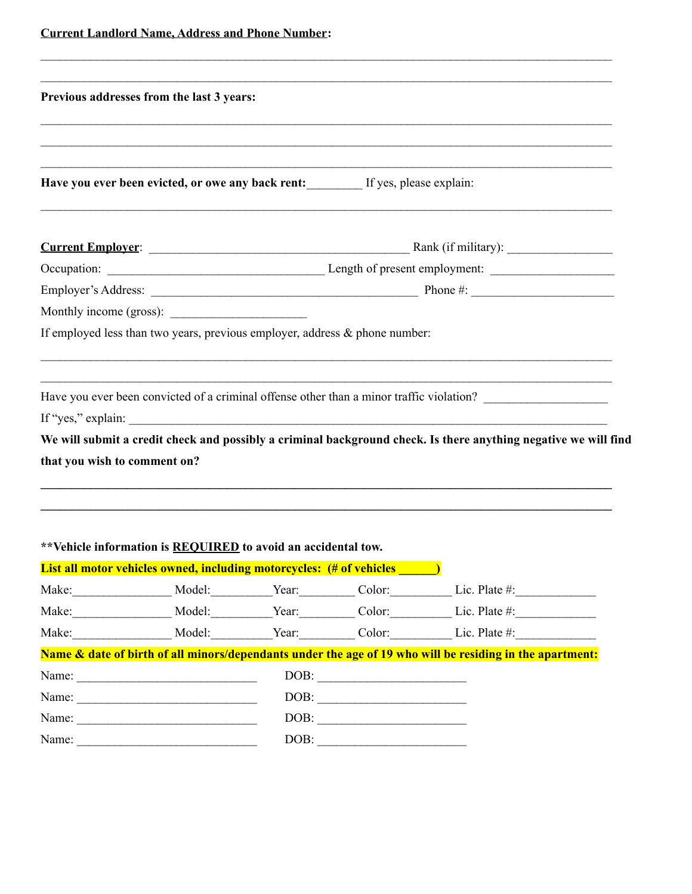**Current Landlord Name, Address and Phone Number:**

______________________________________________________________________________________

______________________________________________________________________________________

**Previous addresses from the last 3 years:**

______________________________________________________________________________________

______________________________________________________________________________________

______________________________________________________________________________________

**Have you ever been evicted, or owe any back rent:**_________ If yes, please explain:

______________________________________________________________________________________

**Current Employer**: ________________________________________ Rank (if military): ________________

Occupation: __________________________________ Length of present employment: ___________________

Employer's Address: __________________________________________ Phone #: ______________________

Monthly income (gross): _____________________

If employed less than two years, previous employer, address & phone number:

______________________________________________________________________________________

______________________________________________________________________________________

Have you ever been convicted of a criminal offense other than a minor traffic violation? ___________________

If "yes," explain: __________________________________________________________________________

**We will submit a credit check and possibly a criminal background check. Is there anything negative we will find that you wish to comment on?**

______________________________________________________________________________________

______________________________________________________________________________________

**\*\*Vehicle information is REQUIRED to avoid an accidental tow.**

**List all motor vehicles owned, including motorcycles: (# of vehicles ______)**

Make:_______________ Model:_________Year:________ Color:_________ Lic. Plate #:____________

Make:_______________ Model:_________Year:________ Color:_________ Lic. Plate #:____________

Make:_______________ Model:_________Year:________ Color:_________ Lic. Plate #:____________

**Name & date of birth of all minors/dependants under the age of 19 who will be residing in the apartment:**

Name: ____________________________ DOB: _______________________

Name: ____________________________ DOB: _______________________

Name: ____________________________ DOB: _______________________

Name: ____________________________ DOB: _______________________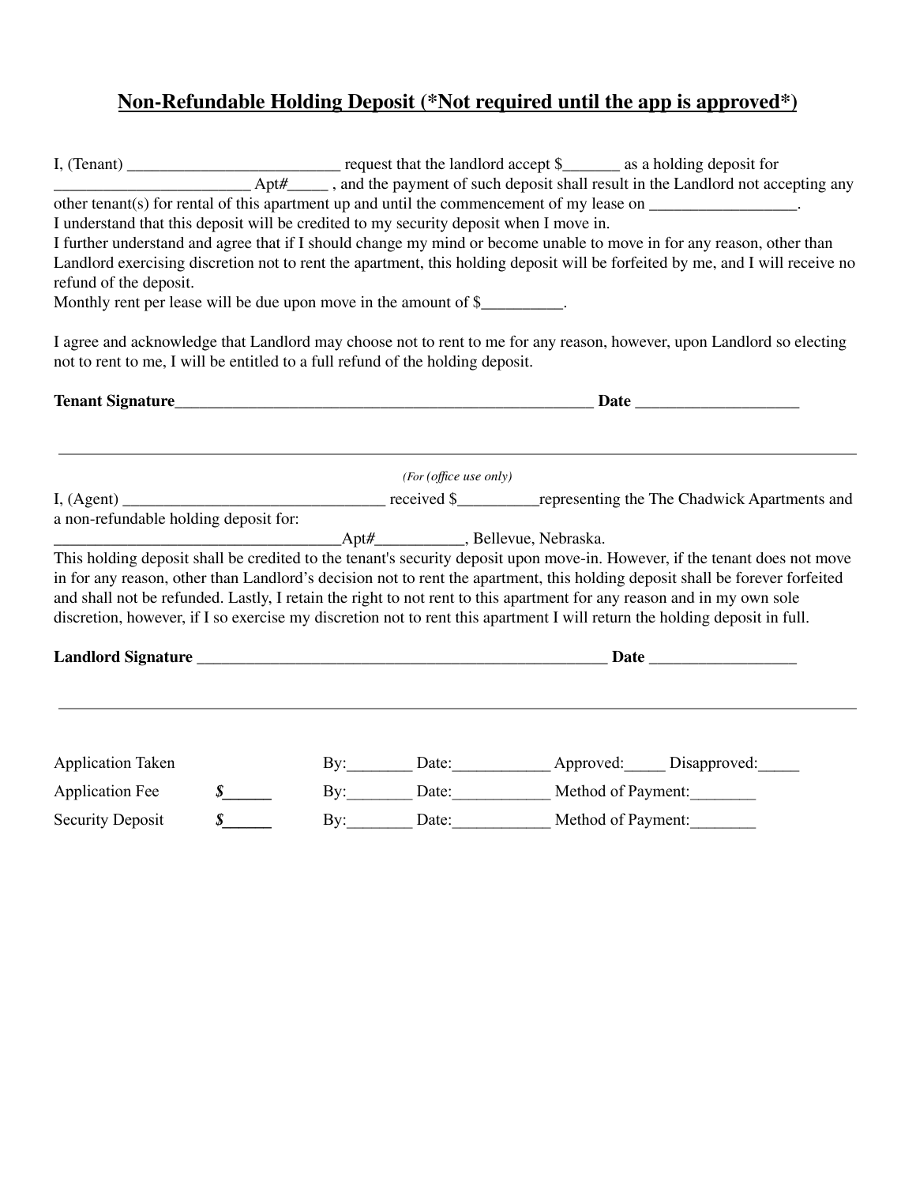## Non-Refundable Holding Deposit (*Not required until the app is approved*)

I, (Tenant) ___________________________ request that the landlord accept $_______ as a holding deposit for ________________________ Apt#_____ , and the payment of such deposit shall result in the Landlord not accepting any other tenant(s) for rental of this apartment up and until the commencement of my lease on __________________.
I understand that this deposit will be credited to my security deposit when I move in.
I further understand and agree that if I should change my mind or become unable to move in for any reason, other than Landlord exercising discretion not to rent the apartment, this holding deposit will be forfeited by me, and I will receive no refund of the deposit.
Monthly rent per lease will be due upon move in the amount of $__________.

I agree and acknowledge that Landlord may choose not to rent to me for any reason, however, upon Landlord so electing not to rent to me, I will be entitled to a full refund of the holding deposit.

**Tenant Signature**______________________________________________________ **Date** ____________________

---

*(For (office use only)*

I, (Agent) ________________________________ received $__________representing the The Chadwick Apartments and a non-refundable holding deposit for:
___________________________________Apt#___________, Bellevue, Nebraska.
This holding deposit shall be credited to the tenant's security deposit upon move-in. However, if the tenant does not move in for any reason, other than Landlord's decision not to rent the apartment, this holding deposit shall be forever forfeited and shall not be refunded. Lastly, I retain the right to not rent to this apartment for any reason and in my own sole discretion, however, if I so exercise my discretion not to rent this apartment I will return the holding deposit in full.

**Landlord Signature** _____________________________________________________ **Date** __________________

---

Application Taken By:________ Date:____________ Approved:_____ Disapproved:_____

Application Fee ***$______*** By:________ Date:____________ Method of Payment:________

Security Deposit ***$______*** By:________ Date:____________ Method of Payment:________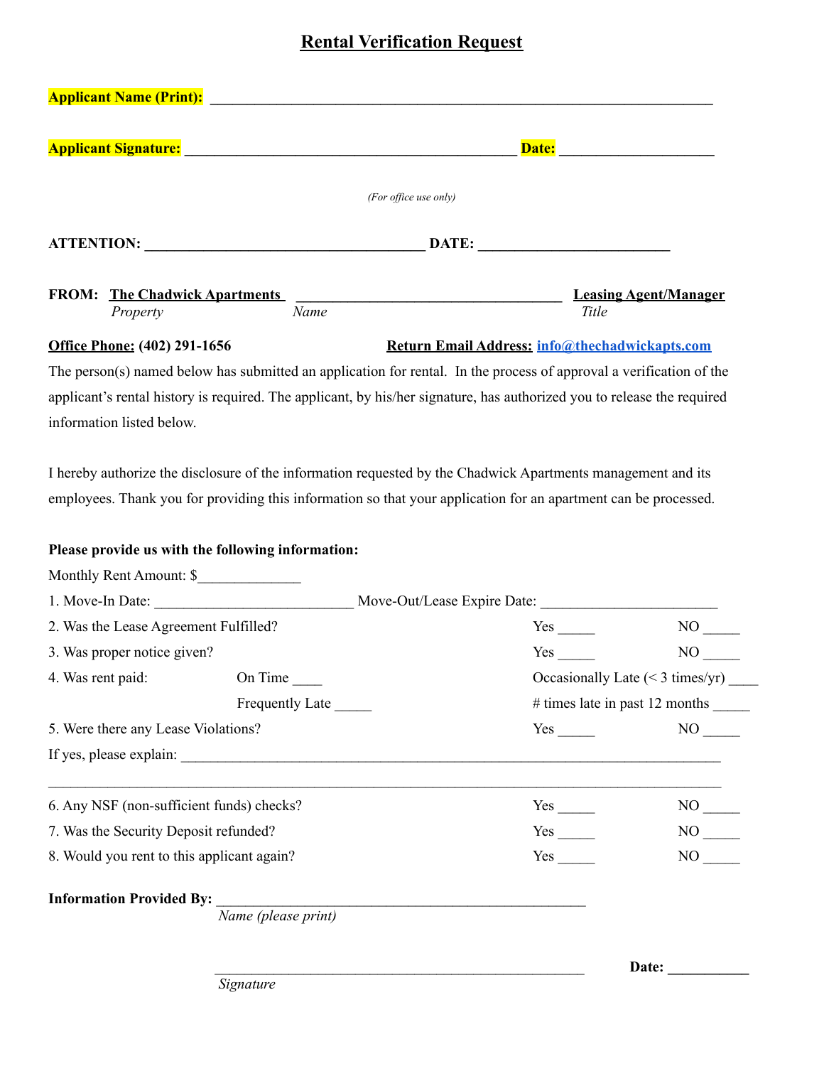# Rental Verification Request

**Applicant Name (Print):** ______________________________________________________________

**Applicant Signature:** ________________________________________ **Date:** __________________

*(For office use only)*

**ATTENTION:** __________________________________ **DATE:** _______________________

**FROM:** **The Chadwick Apartments** ________________________________ **Leasing Agent/Manager**
*Property* *Name* *Title*

**Office Phone:** **(402) 291-1656** **Return Email Address:** **info@thechadwickapts.com**

The person(s) named below has submitted an application for rental. In the process of approval a verification of the applicant's rental history is required. The applicant, by his/her signature, has authorized you to release the required information listed below.

I hereby authorize the disclosure of the information requested by the Chadwick Apartments management and its employees. Thank you for providing this information so that your application for an apartment can be processed.

**Please provide us with the following information:**

Monthly Rent Amount: $______________

1. Move-In Date: __________________________ Move-Out/Lease Expire Date: _______________________
2. Was the Lease Agreement Fulfilled? Yes _____ NO _____
3. Was proper notice given? Yes _____ NO _____
4. Was rent paid: On Time ____ Occasionally Late (< 3 times/yr) ____
   Frequently Late _____ # times late in past 12 months _____
5. Were there any Lease Violations? Yes _____ NO _____

If yes, please explain: ________________________________________________________________________

_____________________________________________________________________________________

6. Any NSF (non-sufficient funds) checks? Yes _____ NO _____
7. Was the Security Deposit refunded? Yes _____ NO _____
8. Would you rent to this applicant again? Yes _____ NO _____

**Information Provided By:** ______________________________________________
*Name (please print)*

______________________________________________ **Date:** ___________
*Signature*